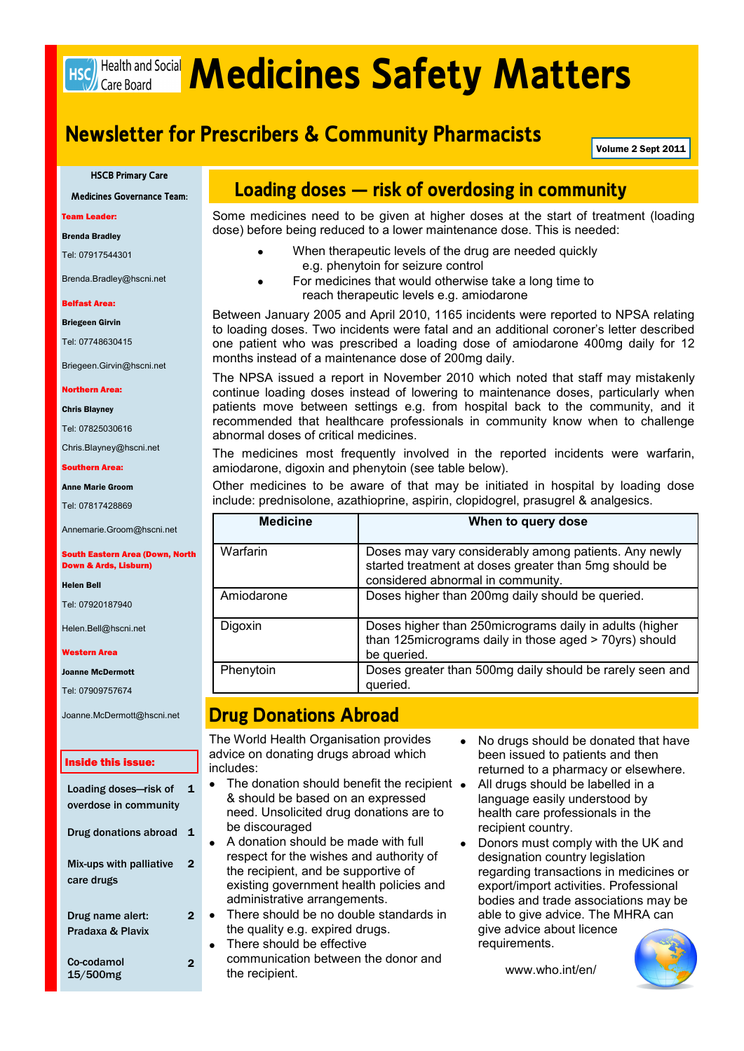# Medicines Safety Matters

## Newsletter for Prescribers & Community Pharmacists

Volume 2 Sept 2011

**HSCB Primary Care**

**Medicines Governance Team:**

**Team Leader:**

**Brenda Bradley**

Tel: 07917544301

Brenda.Bradley@hscni.net

**Belfast Area:**

**Briegeen Girvin**

Tel: 07748630415

Briegeen.Girvin@hscni.net

**Northern Area:**

**Chris Blayney**

Tel: 07825030616

Chris.Blayney@hscni.net

**Southern Area:**

**Anne Marie Groom**

Tel: 07817428869

Annemarie.Groom@hscni.net

**South Eastern Area (Down, North Down & Ards, Lisburn)**

**Helen Bell**

Tel: 07920187940

Helen.Bell@hscni.net

**Western Area**

**Joanne McDermott**

Tel: 07909757674

Joanne.McDermott@hscni.net

**Inside this issue:**

| | |
|---|---|
| Loading doses—risk of overdose in community | 1 |
| Drug donations abroad | 1 |
| Mix-ups with palliative care drugs | 2 |
| Drug name alert: Pradaxa & Plavix | 2 |
| Co-codamol 15/500mg | 2 |

## Loading doses — risk of overdosing in community

Some medicines need to be given at higher doses at the start of treatment (loading dose) before being reduced to a lower maintenance dose. This is needed:

- When therapeutic levels of the drug are needed quickly e.g. phenytoin for seizure control
- For medicines that would otherwise take a long time to reach therapeutic levels e.g. amiodarone

Between January 2005 and April 2010, 1165 incidents were reported to NPSA relating to loading doses. Two incidents were fatal and an additional coroner's letter described one patient who was prescribed a loading dose of amiodarone 400mg daily for 12 months instead of a maintenance dose of 200mg daily.

The NPSA issued a report in November 2010 which noted that staff may mistakenly continue loading doses instead of lowering to maintenance doses, particularly when patients move between settings e.g. from hospital back to the community, and it recommended that healthcare professionals in community know when to challenge abnormal doses of critical medicines.

The medicines most frequently involved in the reported incidents were warfarin, amiodarone, digoxin and phenytoin (see table below).

Other medicines to be aware of that may be initiated in hospital by loading dose include: prednisolone, azathioprine, aspirin, clopidogrel, prasugrel & analgesics.

| Medicine | When to query dose |
|---|---|
| Warfarin | Doses may vary considerably among patients. Any newly started treatment at doses greater than 5mg should be considered abnormal in community. |
| Amiodarone | Doses higher than 200mg daily should be queried. |
| Digoxin | Doses higher than 250micrograms daily in adults (higher than 125micrograms daily in those aged > 70yrs) should be queried. |
| Phenytoin | Doses greater than 500mg daily should be rarely seen and queried. |

## Drug Donations Abroad

The World Health Organisation provides advice on donating drugs abroad which includes:

- The donation should benefit the recipient & should be based on an expressed need. Unsolicited drug donations are to be discouraged
- A donation should be made with full respect for the wishes and authority of the recipient, and be supportive of existing government health policies and administrative arrangements.
- There should be no double standards in the quality e.g. expired drugs.
- There should be effective communication between the donor and the recipient.
- No drugs should be donated that have been issued to patients and then returned to a pharmacy or elsewhere.
- All drugs should be labelled in a language easily understood by health care professionals in the recipient country.
- Donors must comply with the UK and designation country legislation regarding transactions in medicines or export/import activities. Professional bodies and trade associations may be able to give advice. The MHRA can give advice about licence requirements.

www.who.int/en/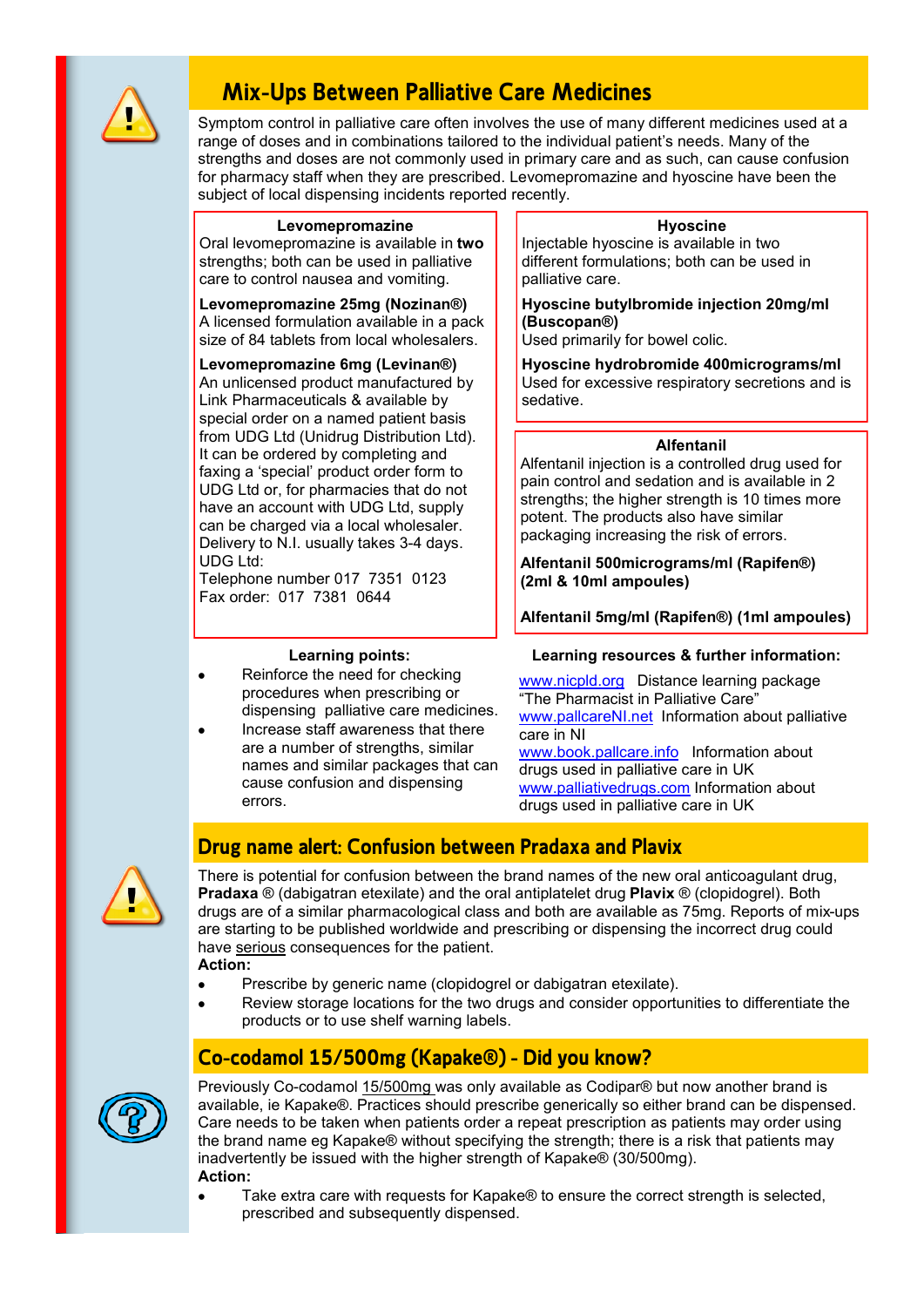## Mix-Ups Between Palliative Care Medicines

Symptom control in palliative care often involves the use of many different medicines used at a range of doses and in combinations tailored to the individual patient's needs. Many of the strengths and doses are not commonly used in primary care and as such, can cause confusion for pharmacy staff when they are prescribed. Levomepromazine and hyoscine have been the subject of local dispensing incidents reported recently.

### Levomepromazine

Oral levomepromazine is available in **two** strengths; both can be used in palliative care to control nausea and vomiting.

**Levomepromazine 25mg (Nozinan®)**
A licensed formulation available in a pack size of 84 tablets from local wholesalers.

**Levomepromazine 6mg (Levinan®)**
An unlicensed product manufactured by Link Pharmaceuticals & available by special order on a named patient basis from UDG Ltd (Unidrug Distribution Ltd). It can be ordered by completing and faxing a 'special' product order form to UDG Ltd or, for pharmacies that do not have an account with UDG Ltd, supply can be charged via a local wholesaler. Delivery to N.I. usually takes 3-4 days.
UDG Ltd:
Telephone number 017 7351 0123
Fax order: 017 7381 0644

### Hyoscine

Injectable hyoscine is available in two different formulations; both can be used in palliative care.

**Hyoscine butylbromide injection 20mg/ml (Buscopan®)**
Used primarily for bowel colic.

**Hyoscine hydrobromide 400micrograms/ml**
Used for excessive respiratory secretions and is sedative.

### Alfentanil

Alfentanil injection is a controlled drug used for pain control and sedation and is available in 2 strengths; the higher strength is 10 times more potent. The products also have similar packaging increasing the risk of errors.

**Alfentanil 500micrograms/ml (Rapifen®) (2ml & 10ml ampoules)**

**Alfentanil 5mg/ml (Rapifen®) (1ml ampoules)**

### Learning points:

- Reinforce the need for checking procedures when prescribing or dispensing palliative care medicines.
- Increase staff awareness that there are a number of strengths, similar names and similar packages that can cause confusion and dispensing errors.

### Learning resources & further information:

www.nicpld.org Distance learning package "The Pharmacist in Palliative Care"
www.pallcareNI.net Information about palliative care in NI
www.book.pallcare.info Information about drugs used in palliative care in UK
www.palliativedrugs.com Information about drugs used in palliative care in UK

## Drug name alert: Confusion between Pradaxa and Plavix

There is potential for confusion between the brand names of the new oral anticoagulant drug, **Pradaxa** ® (dabigatran etexilate) and the oral antiplatelet drug **Plavix** ® (clopidogrel). Both drugs are of a similar pharmacological class and both are available as 75mg. Reports of mix-ups are starting to be published worldwide and prescribing or dispensing the incorrect drug could have serious consequences for the patient.

**Action:**

- Prescribe by generic name (clopidogrel or dabigatran etexilate).
- Review storage locations for the two drugs and consider opportunities to differentiate the products or to use shelf warning labels.

## Co-codamol 15/500mg (Kapake®) - Did you know?

Previously Co-codamol 15/500mg was only available as Codipar® but now another brand is available, ie Kapake®. Practices should prescribe generically so either brand can be dispensed. Care needs to be taken when patients order a repeat prescription as patients may order using the brand name eg Kapake® without specifying the strength; there is a risk that patients may inadvertently be issued with the higher strength of Kapake® (30/500mg).

**Action:**

- Take extra care with requests for Kapake® to ensure the correct strength is selected, prescribed and subsequently dispensed.